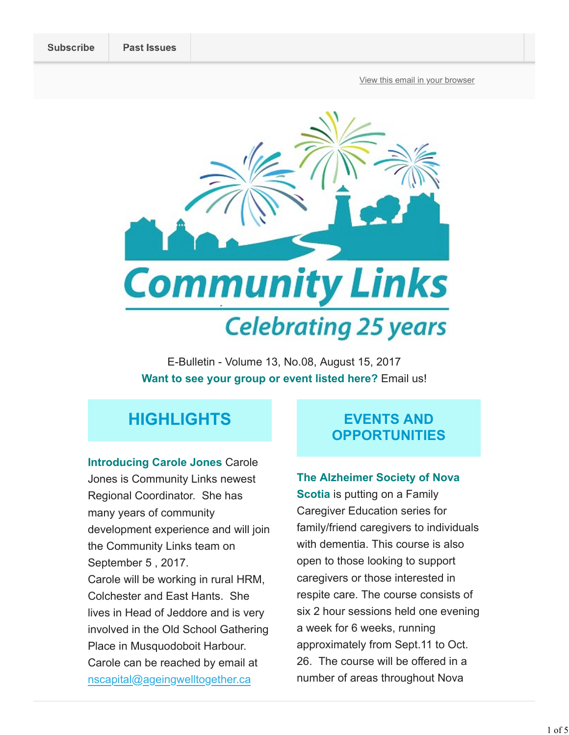Subscribe | Past Issues

View this email in your browser

# Community Links

## Celebrating 25 years

E-Bulletin - Volume 13, No.08, August 15, 2017

**Want to see your group or event listed here?** Email us!

## HIGHLIGHTS

**Introducing Carole Jones** Carole Jones is Community Links newest Regional Coordinator. She has many years of community development experience and will join the Community Links team on September 5 , 2017.

Carole will be working in rural HRM, Colchester and East Hants. She lives in Head of Jeddore and is very involved in the Old School Gathering Place in Musquodoboit Harbour. Carole can be reached by email at nscapital@ageingwelltogether.ca

## EVENTS AND OPPORTUNITIES

**The Alzheimer Society of Nova Scotia** is putting on a Family Caregiver Education series for family/friend caregivers to individuals with dementia. This course is also open to those looking to support caregivers or those interested in respite care. The course consists of six 2 hour sessions held one evening a week for 6 weeks, running approximately from Sept.11 to Oct. 26. The course will be offered in a number of areas throughout Nova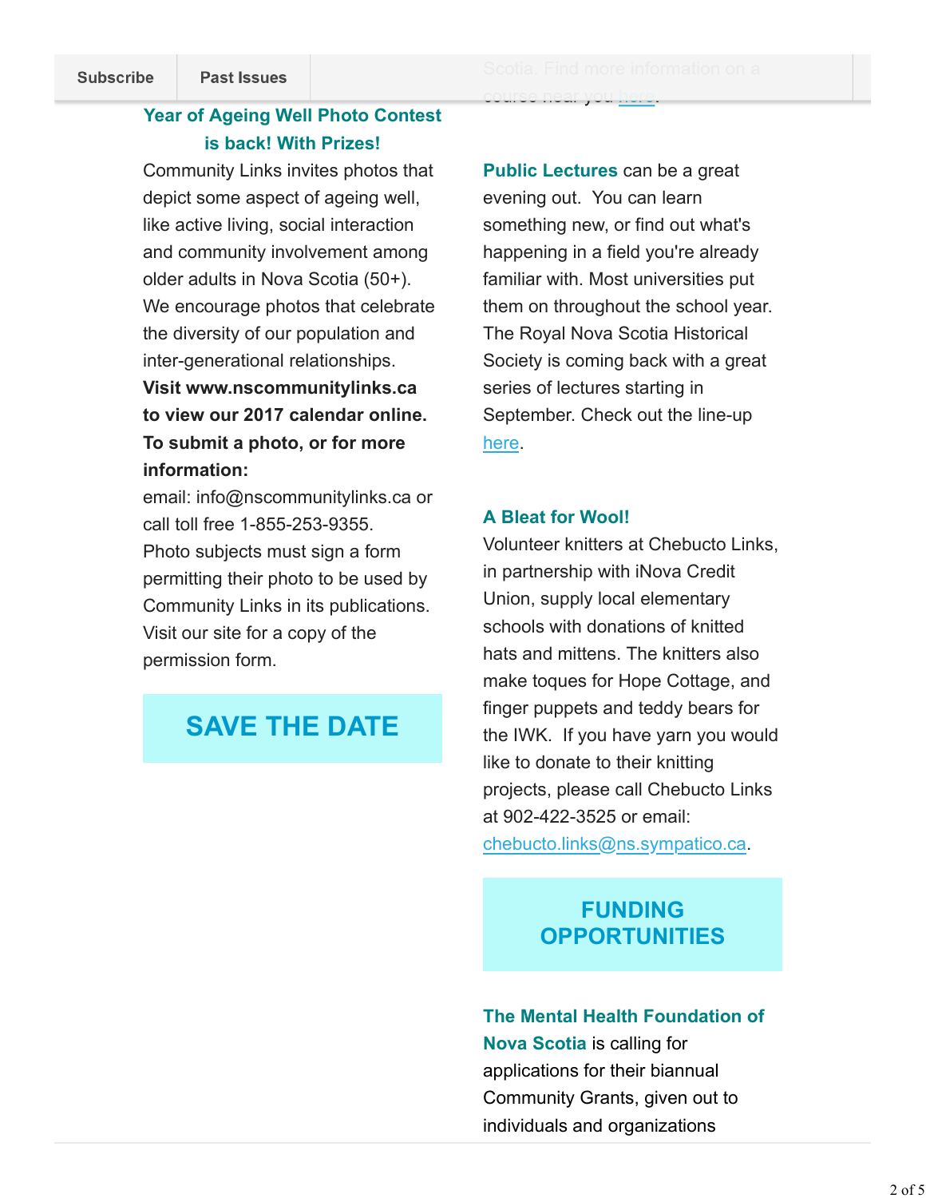Subscribe | Past Issues

Scotia. Find more information on a course near you here.

### Year of Ageing Well Photo Contest is back! With Prizes!

Community Links invites photos that depict some aspect of ageing well, like active living, social interaction and community involvement among older adults in Nova Scotia (50+). We encourage photos that celebrate the diversity of our population and inter-generational relationships.

**Visit www.nscommunitylinks.ca to view our 2017 calendar online. To submit a photo, or for more information:**

email: info@nscommunitylinks.ca or call toll free 1-855-253-9355.

Photo subjects must sign a form permitting their photo to be used by Community Links in its publications. Visit our site for a copy of the permission form.

## SAVE THE DATE

**Public Lectures** can be a great evening out. You can learn something new, or find out what's happening in a field you're already familiar with. Most universities put them on throughout the school year. The Royal Nova Scotia Historical Society is coming back with a great series of lectures starting in September. Check out the line-up here.

### A Bleat for Wool!

Volunteer knitters at Chebucto Links, in partnership with iNova Credit Union, supply local elementary schools with donations of knitted hats and mittens. The knitters also make toques for Hope Cottage, and finger puppets and teddy bears for the IWK. If you have yarn you would like to donate to their knitting projects, please call Chebucto Links at 902-422-3525 or email: chebucto.links@ns.sympatico.ca.

## FUNDING OPPORTUNITIES

**The Mental Health Foundation of Nova Scotia** is calling for applications for their biannual Community Grants, given out to individuals and organizations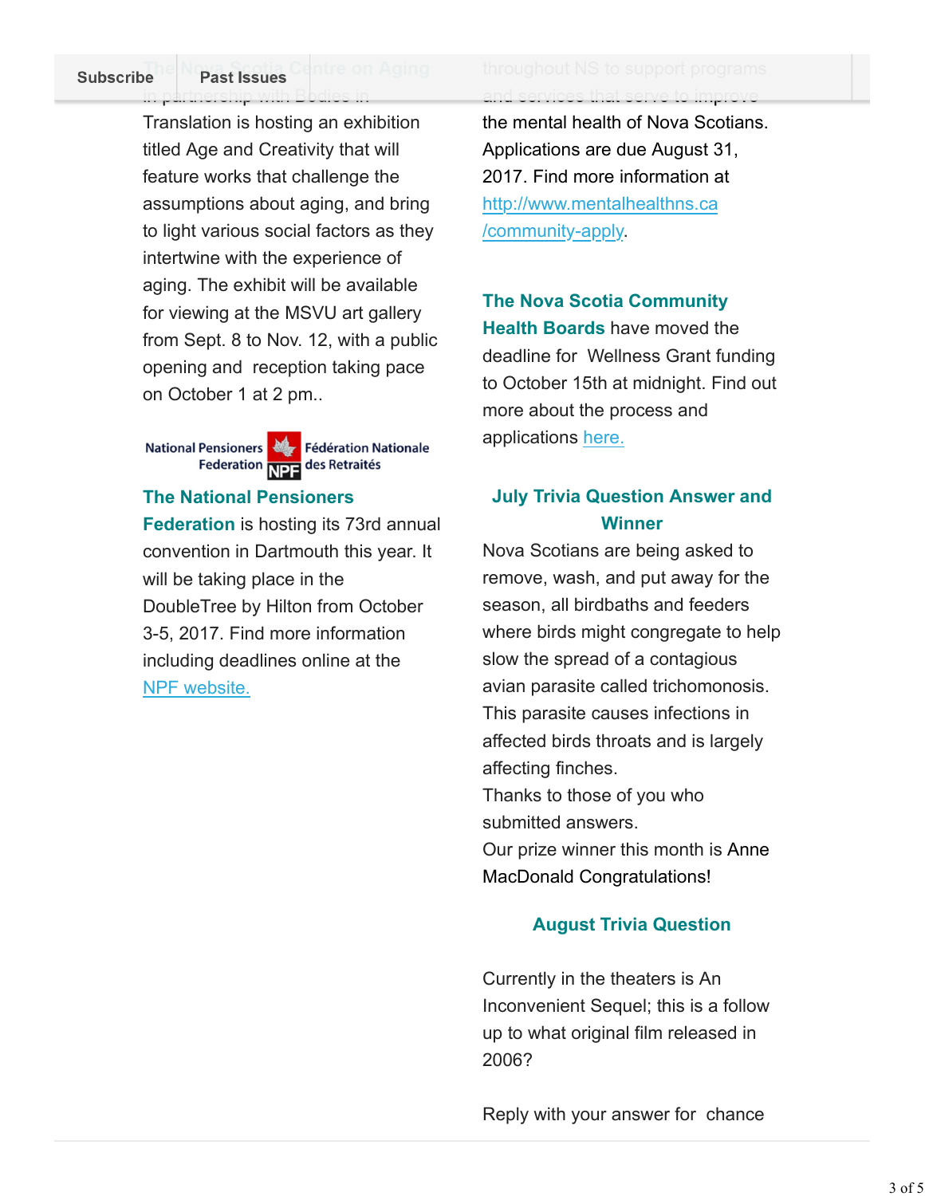The Nova Scotia Centre on Aging in partnership with Bodies in Translation is hosting an exhibition titled Age and Creativity that will feature works that challenge the assumptions about aging, and bring to light various social factors as they intertwine with the experience of aging. The exhibit will be available for viewing at the MSVU art gallery from Sept. 8 to Nov. 12, with a public opening and reception taking pace on October 1 at 2 pm..

National Pensioners Federation NPF Fédération Nationale des Retraités

**The National Pensioners Federation** is hosting its 73rd annual convention in Dartmouth this year. It will be taking place in the DoubleTree by Hilton from October 3-5, 2017. Find more information including deadlines online at the [NPF website.]()

throughout NS to support programs and services that serve to improve the mental health of Nova Scotians. Applications are due August 31, 2017. Find more information at [http://www.mentalhealthns.ca/community-apply](http://www.mentalhealthns.ca/community-apply).

**The Nova Scotia Community Health Boards** have moved the deadline for Wellness Grant funding to October 15th at midnight. Find out more about the process and applications [here.]()

## July Trivia Question Answer and Winner

Nova Scotians are being asked to remove, wash, and put away for the season, all birdbaths and feeders where birds might congregate to help slow the spread of a contagious avian parasite called trichomonosis. This parasite causes infections in affected birds throats and is largely affecting finches.
Thanks to those of you who submitted answers.
Our prize winner this month is Anne MacDonald Congratulations!

## August Trivia Question

Currently in the theaters is An Inconvenient Sequel; this is a follow up to what original film released in 2006?

Reply with your answer for chance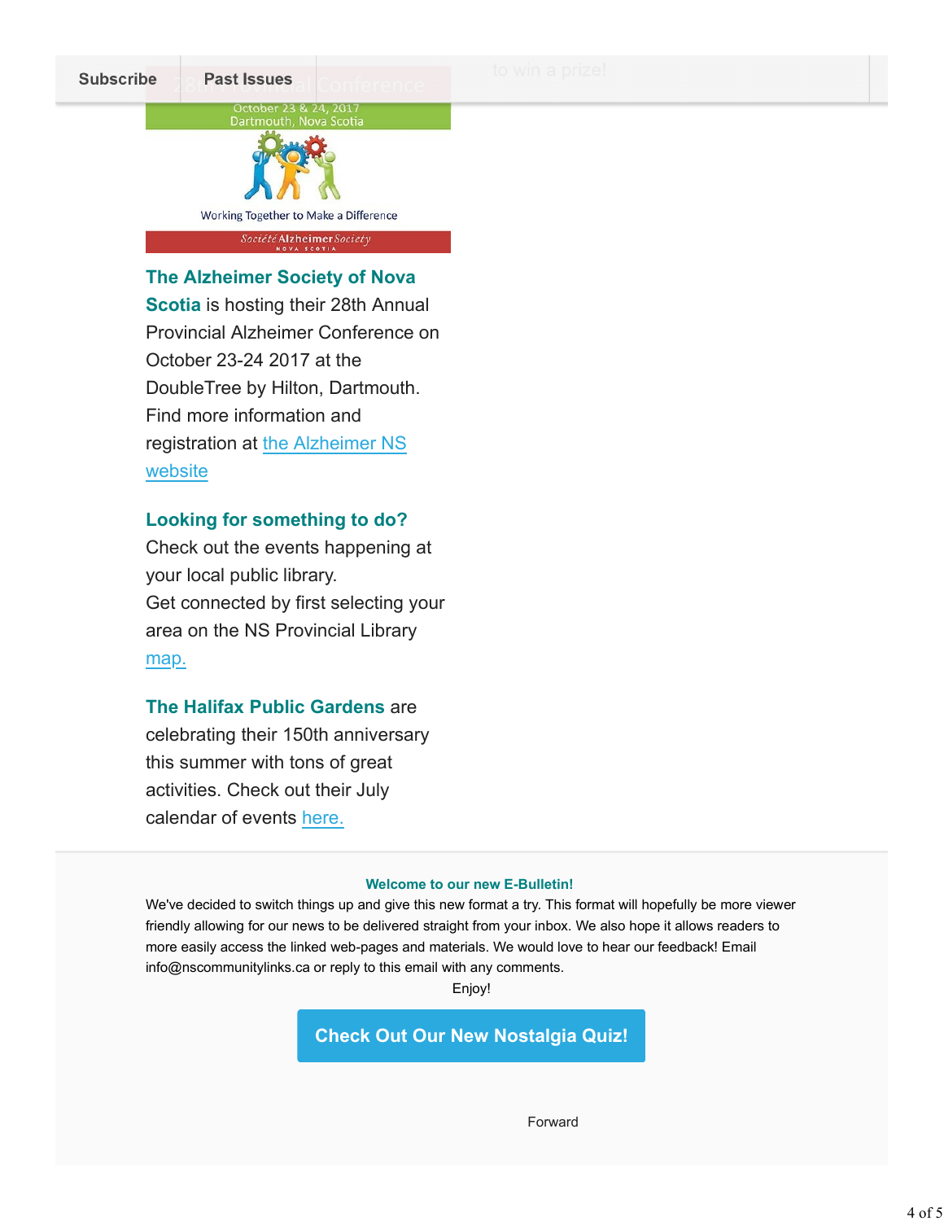Subscribe | Past Issues

October 23 & 24, 2017
Dartmouth, Nova Scotia

Working Together to Make a Difference

Société Alzheimer Society NOVA SCOTIA

**The Alzheimer Society of Nova Scotia** is hosting their 28th Annual Provincial Alzheimer Conference on October 23-24 2017 at the DoubleTree by Hilton, Dartmouth. Find more information and registration at the Alzheimer NS website

**Looking for something to do?**
Check out the events happening at your local public library.
Get connected by first selecting your area on the NS Provincial Library map.

**The Halifax Public Gardens** are celebrating their 150th anniversary this summer with tons of great activities. Check out their July calendar of events here.

**Welcome to our new E-Bulletin!**

We've decided to switch things up and give this new format a try. This format will hopefully be more viewer friendly allowing for our news to be delivered straight from your inbox. We also hope it allows readers to more easily access the linked web-pages and materials. We would love to hear our feedback! Email info@nscommunitylinks.ca or reply to this email with any comments.

Enjoy!

**Check Out Our New Nostalgia Quiz!**

Forward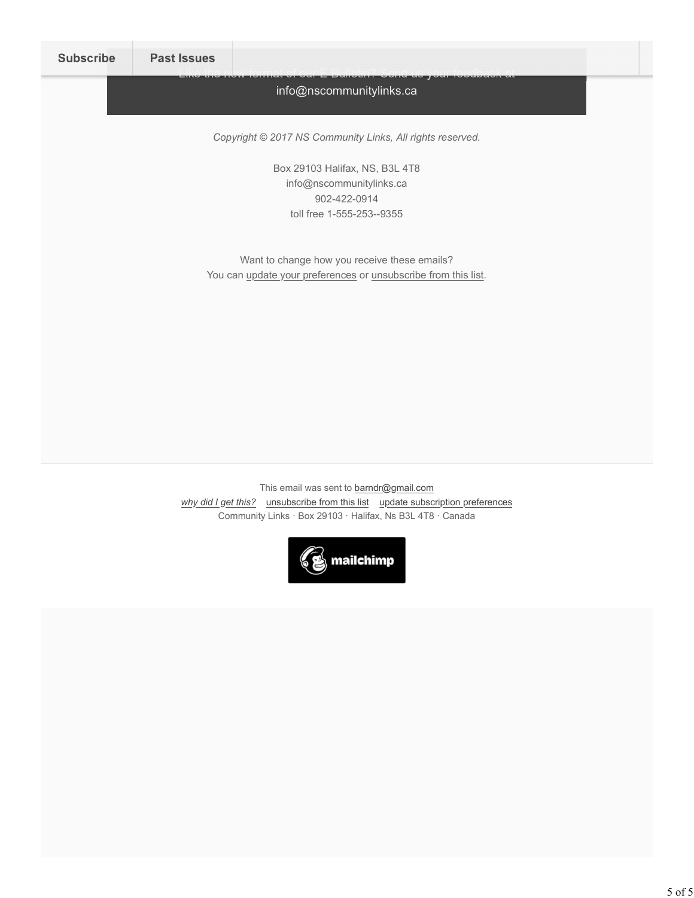Subscribe | Past Issues

Like the new format of our E Bulletin? Send us your feedback at info@nscommunitylinks.ca

*Copyright © 2017 NS Community Links, All rights reserved.*

Box 29103 Halifax, NS, B3L 4T8
info@nscommunitylinks.ca
902-422-0914
toll free 1-555-253--9355

Want to change how you receive these emails?
You can update your preferences or unsubscribe from this list.

This email was sent to barndr@gmail.com
*why did I get this?* unsubscribe from this list update subscription preferences
Community Links · Box 29103 · Halifax, Ns B3L 4T8 · Canada

mailchimp